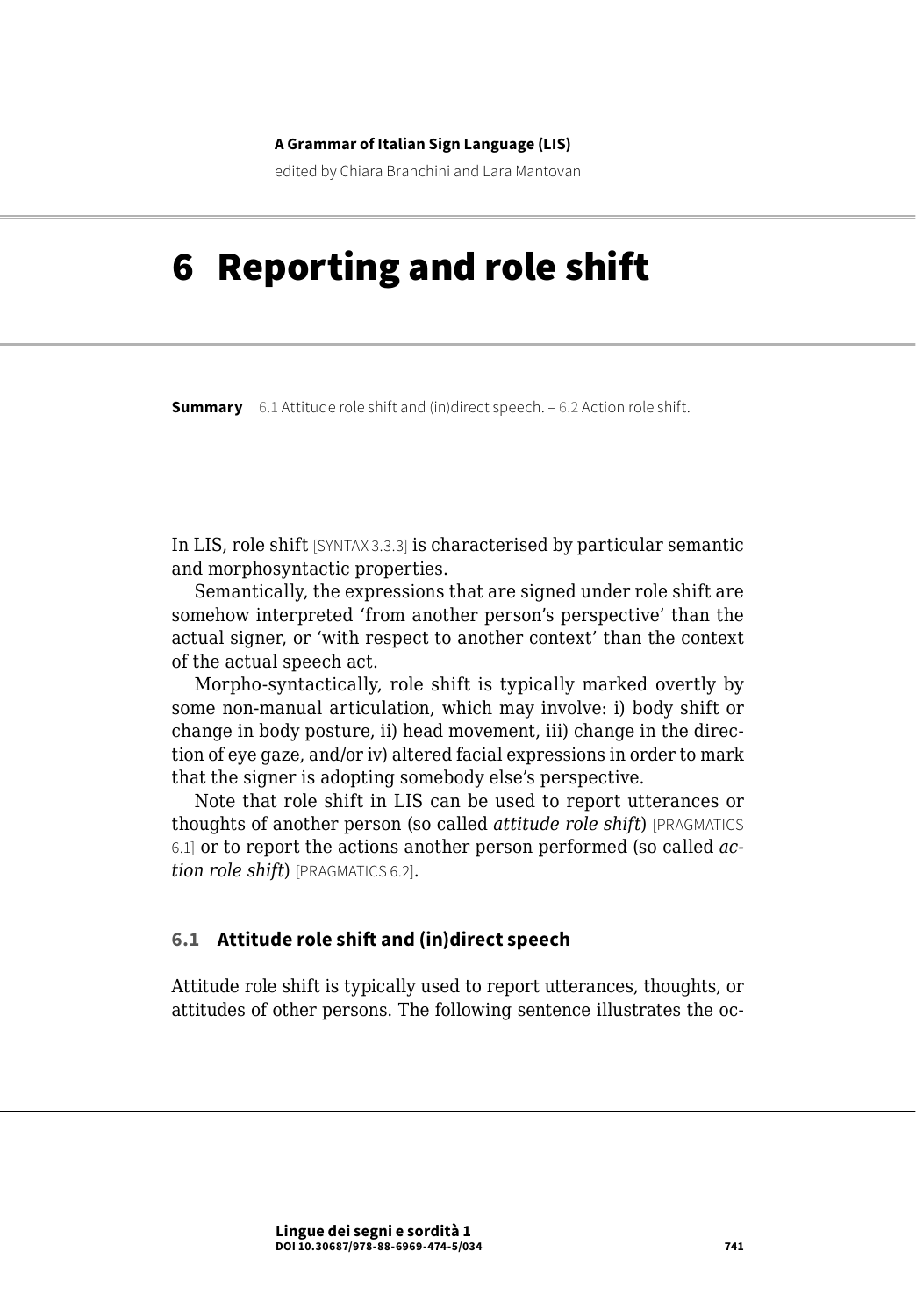# 6 Reporting and role shift

**Summary** 6.1 Attitude role shift and (in)direct speech. – 6.2 Action role shift.

In LIS, role shift [SYNTAX 3.3.3] is characterised by particular semantic and morphosyntactic properties.

Semantically, the expressions that are signed under role shift are somehow interpreted 'from another person's perspective' than the actual signer, or 'with respect to another context' than the context of the actual speech act.

Morpho-syntactically, role shift is typically marked overtly by some non-manual articulation, which may involve: i) body shift or change in body posture, ii) head movement, iii) change in the direction of eye gaze, and/or iv) altered facial expressions in order to mark that the signer is adopting somebody else's perspective.

Note that role shift in LIS can be used to report utterances or thoughts of another person (so called *attitude role shift*) [PRAGMATICS 6.1] or to report the actions another person performed (so called *action role shift*) [PRAGMATICS 6.2].

## 6.1 Attitude role shift and (in)direct speech

Attitude role shift is typically used to report utterances, thoughts, or attitudes of other persons. The following sentence illustrates the oc-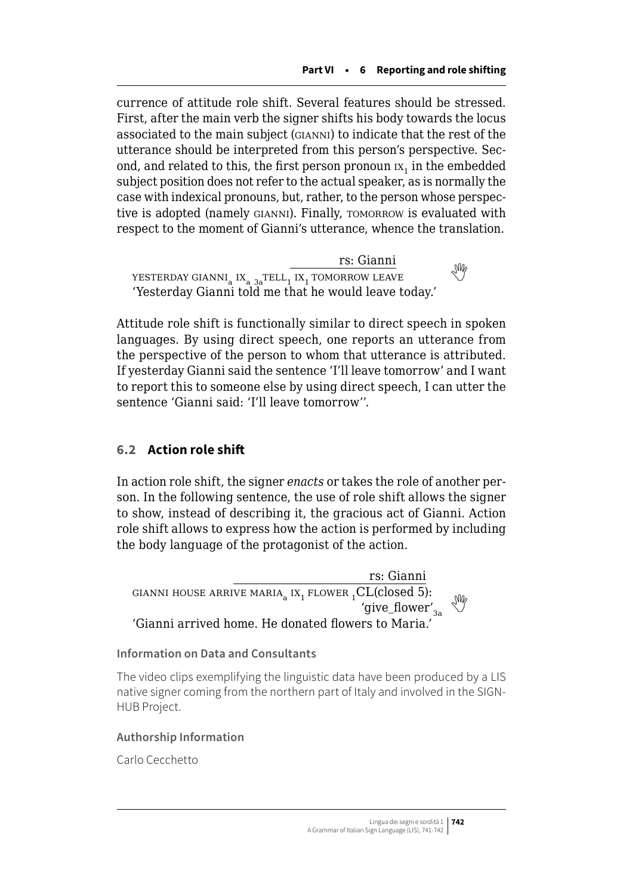currence of attitude role shift. Several features should be stressed. First, after the main verb the signer shifts his body towards the locus associated to the main subject (GIANNI) to indicate that the rest of the utterance should be interpreted from this person's perspective. Second, and related to this, the first person pronoun $\text{IX}_1$ in the embedded subject position does not refer to the actual speaker, as is normally the case with indexical pronouns, but, rather, to the person whose perspective is adopted (namely GIANNI). Finally, TOMORROW is evaluated with respect to the moment of Gianni's utterance, whence the translation.

$$\text{YESTERDAY GIANNI}_a\ \text{IX}_a\ {}_{3a}\text{TELL}_1\ \overline{\text{IX}_1\ \text{TOMORROW LEAVE}}^{\text{rs: Gianni}}$$

'Yesterday Gianni told me that he would leave today.'

Attitude role shift is functionally similar to direct speech in spoken languages. By using direct speech, one reports an utterance from the perspective of the person to whom that utterance is attributed. If yesterday Gianni said the sentence 'I'll leave tomorrow' and I want to report this to someone else by using direct speech, I can utter the sentence 'Gianni said: 'I'll leave tomorrow''.

## 6.2 Action role shift

In action role shift, the signer *enacts* or takes the role of another person. In the following sentence, the use of role shift allows the signer to show, instead of describing it, the gracious act of Gianni. Action role shift allows to express how the action is performed by including the body language of the protagonist of the action.

$$\text{GIANNI HOUSE ARRIVE}\ \overline{\text{MARIA}_a\ \text{IX}_1\ \text{FLOWER}\ {}_1\text{CL(closed 5): 'give\_flower'}_{3a}}^{\text{rs: Gianni}}$$

'Gianni arrived home. He donated flowers to Maria.'

**Information on Data and Consultants**

The video clips exemplifying the linguistic data have been produced by a LIS native signer coming from the northern part of Italy and involved in the SIGN-HUB Project.

**Authorship Information**

Carlo Cecchetto